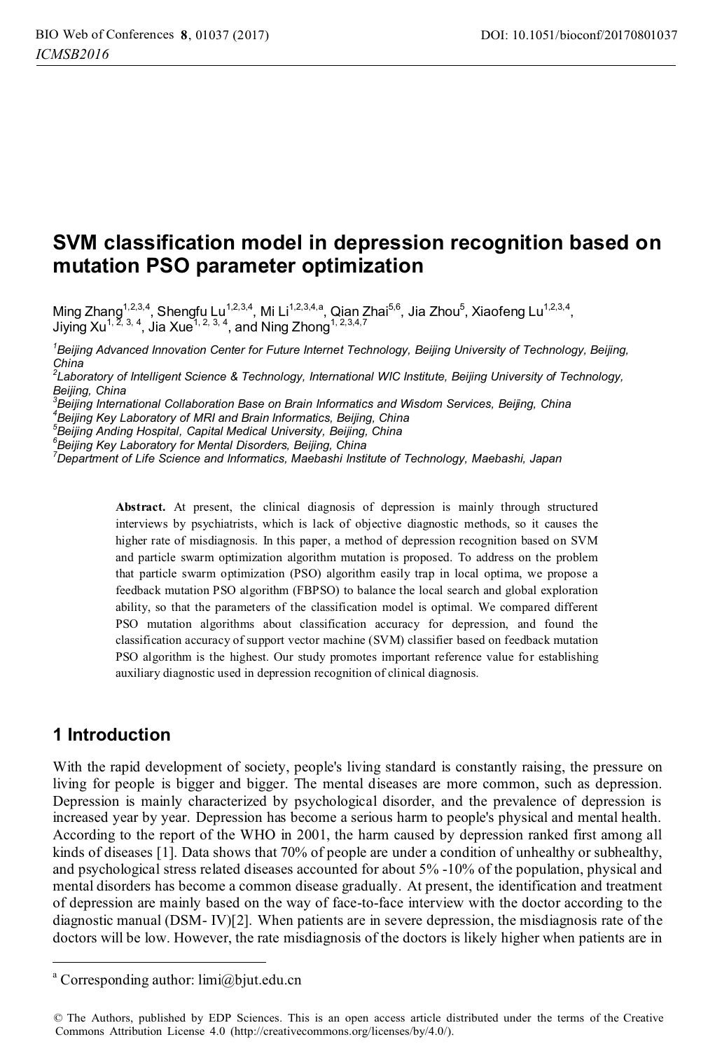# SVM classification model in depression recognition based on mutation PSO parameter optimization

Ming Zhang[1,2,3,4], Shengfu Lu[1,2,3,4], Mi Li[1,2,3,4,a], Qian Zhai[5,6], Jia Zhou[5], Xiaofeng Lu[1,2,3,4], Jiying Xu[1, 2, 3, 4], Jia Xue[1, 2, 3, 4], and Ning Zhong[1, 2,3,4,7]

[1]*Beijing Advanced Innovation Center for Future Internet Technology, Beijing University of Technology, Beijing, China*
[2]*Laboratory of Intelligent Science & Technology, International WIC Institute, Beijing University of Technology, Beijing, China*
[3]*Beijing International Collaboration Base on Brain Informatics and Wisdom Services, Beijing, China*
[4]*Beijing Key Laboratory of MRI and Brain Informatics, Beijing, China*
[5]*Beijing Anding Hospital, Capital Medical University, Beijing, China*
[6]*Beijing Key Laboratory for Mental Disorders, Beijing, China*
[7]*Department of Life Science and Informatics, Maebashi Institute of Technology, Maebashi, Japan*

**Abstract.** At present, the clinical diagnosis of depression is mainly through structured interviews by psychiatrists, which is lack of objective diagnostic methods, so it causes the higher rate of misdiagnosis. In this paper, a method of depression recognition based on SVM and particle swarm optimization algorithm mutation is proposed. To address on the problem that particle swarm optimization (PSO) algorithm easily trap in local optima, we propose a feedback mutation PSO algorithm (FBPSO) to balance the local search and global exploration ability, so that the parameters of the classification model is optimal. We compared different PSO mutation algorithms about classification accuracy for depression, and found the classification accuracy of support vector machine (SVM) classifier based on feedback mutation PSO algorithm is the highest. Our study promotes important reference value for establishing auxiliary diagnostic used in depression recognition of clinical diagnosis.

## 1 Introduction

With the rapid development of society, people's living standard is constantly raising, the pressure on living for people is bigger and bigger. The mental diseases are more common, such as depression. Depression is mainly characterized by psychological disorder, and the prevalence of depression is increased year by year. Depression has become a serious harm to people's physical and mental health. According to the report of the WHO in 2001, the harm caused by depression ranked first among all kinds of diseases [1]. Data shows that 70% of people are under a condition of unhealthy or subhealthy, and psychological stress related diseases accounted for about 5% -10% of the population, physical and mental disorders has become a common disease gradually. At present, the identification and treatment of depression are mainly based on the way of face-to-face interview with the doctor according to the diagnostic manual (DSM- IV)[2]. When patients are in severe depression, the misdiagnosis rate of the doctors will be low. However, the rate misdiagnosis of the doctors is likely higher when patients are in

---

[a] Corresponding author: limi@bjut.edu.cn

© The Authors, published by EDP Sciences. This is an open access article distributed under the terms of the Creative Commons Attribution License 4.0 (http://creativecommons.org/licenses/by/4.0/).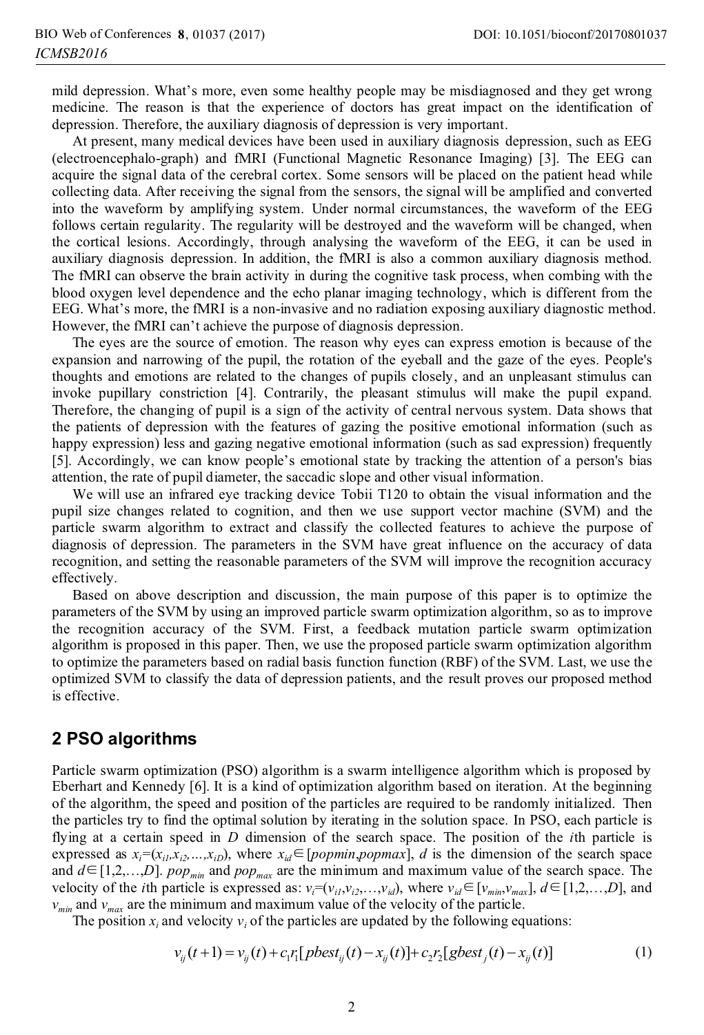mild depression. What's more, even some healthy people may be misdiagnosed and they get wrong medicine. The reason is that the experience of doctors has great impact on the identification of depression. Therefore, the auxiliary diagnosis of depression is very important.

At present, many medical devices have been used in auxiliary diagnosis depression, such as EEG (electroencephalo-graph) and fMRI (Functional Magnetic Resonance Imaging) [3]. The EEG can acquire the signal data of the cerebral cortex. Some sensors will be placed on the patient head while collecting data. After receiving the signal from the sensors, the signal will be amplified and converted into the waveform by amplifying system. Under normal circumstances, the waveform of the EEG follows certain regularity. The regularity will be destroyed and the waveform will be changed, when the cortical lesions. Accordingly, through analysing the waveform of the EEG, it can be used in auxiliary diagnosis depression. In addition, the fMRI is also a common auxiliary diagnosis method. The fMRI can observe the brain activity in during the cognitive task process, when combing with the blood oxygen level dependence and the echo planar imaging technology, which is different from the EEG. What's more, the fMRI is a non-invasive and no radiation exposing auxiliary diagnostic method. However, the fMRI can't achieve the purpose of diagnosis depression.

The eyes are the source of emotion. The reason why eyes can express emotion is because of the expansion and narrowing of the pupil, the rotation of the eyeball and the gaze of the eyes. People's thoughts and emotions are related to the changes of pupils closely, and an unpleasant stimulus can invoke pupillary constriction [4]. Contrarily, the pleasant stimulus will make the pupil expand. Therefore, the changing of pupil is a sign of the activity of central nervous system. Data shows that the patients of depression with the features of gazing the positive emotional information (such as happy expression) less and gazing negative emotional information (such as sad expression) frequently [5]. Accordingly, we can know people's emotional state by tracking the attention of a person's bias attention, the rate of pupil diameter, the saccadic slope and other visual information.

We will use an infrared eye tracking device Tobii T120 to obtain the visual information and the pupil size changes related to cognition, and then we use support vector machine (SVM) and the particle swarm algorithm to extract and classify the collected features to achieve the purpose of diagnosis of depression. The parameters in the SVM have great influence on the accuracy of data recognition, and setting the reasonable parameters of the SVM will improve the recognition accuracy effectively.

Based on above description and discussion, the main purpose of this paper is to optimize the parameters of the SVM by using an improved particle swarm optimization algorithm, so as to improve the recognition accuracy of the SVM. First, a feedback mutation particle swarm optimization algorithm is proposed in this paper. Then, we use the proposed particle swarm optimization algorithm to optimize the parameters based on radial basis function function (RBF) of the SVM. Last, we use the optimized SVM to classify the data of depression patients, and the result proves our proposed method is effective.

## 2 PSO algorithms

Particle swarm optimization (PSO) algorithm is a swarm intelligence algorithm which is proposed by Eberhart and Kennedy [6]. It is a kind of optimization algorithm based on iteration. At the beginning of the algorithm, the speed and position of the particles are required to be randomly initialized. Then the particles try to find the optimal solution by iterating in the solution space. In PSO, each particle is flying at a certain speed in $D$ dimension of the search space. The position of the $i$th particle is expressed as $x_i=(x_{i1},x_{i2},\ldots,x_{iD})$, where $x_{id}\in[popmin,popmax]$, $d$ is the dimension of the search space and $d\in[1,2,\ldots,D]$. $pop_{min}$ and $pop_{max}$ are the minimum and maximum value of the search space. The velocity of the $i$th particle is expressed as: $v_i=(v_{i1},v_{i2},\ldots,v_{id})$, where $v_{id}\in[v_{min},v_{max}]$, $d\in[1,2,\ldots,D]$, and $v_{min}$ and $v_{max}$ are the minimum and maximum value of the velocity of the particle.

The position $x_i$ and velocity $v_i$ of the particles are updated by the following equations:

$$v_{ij}(t+1)=v_{ij}(t)+c_1r_1[pbest_{ij}(t)-x_{ij}(t)]+c_2r_2[gbest_j(t)-x_{ij}(t)] \tag{1}$$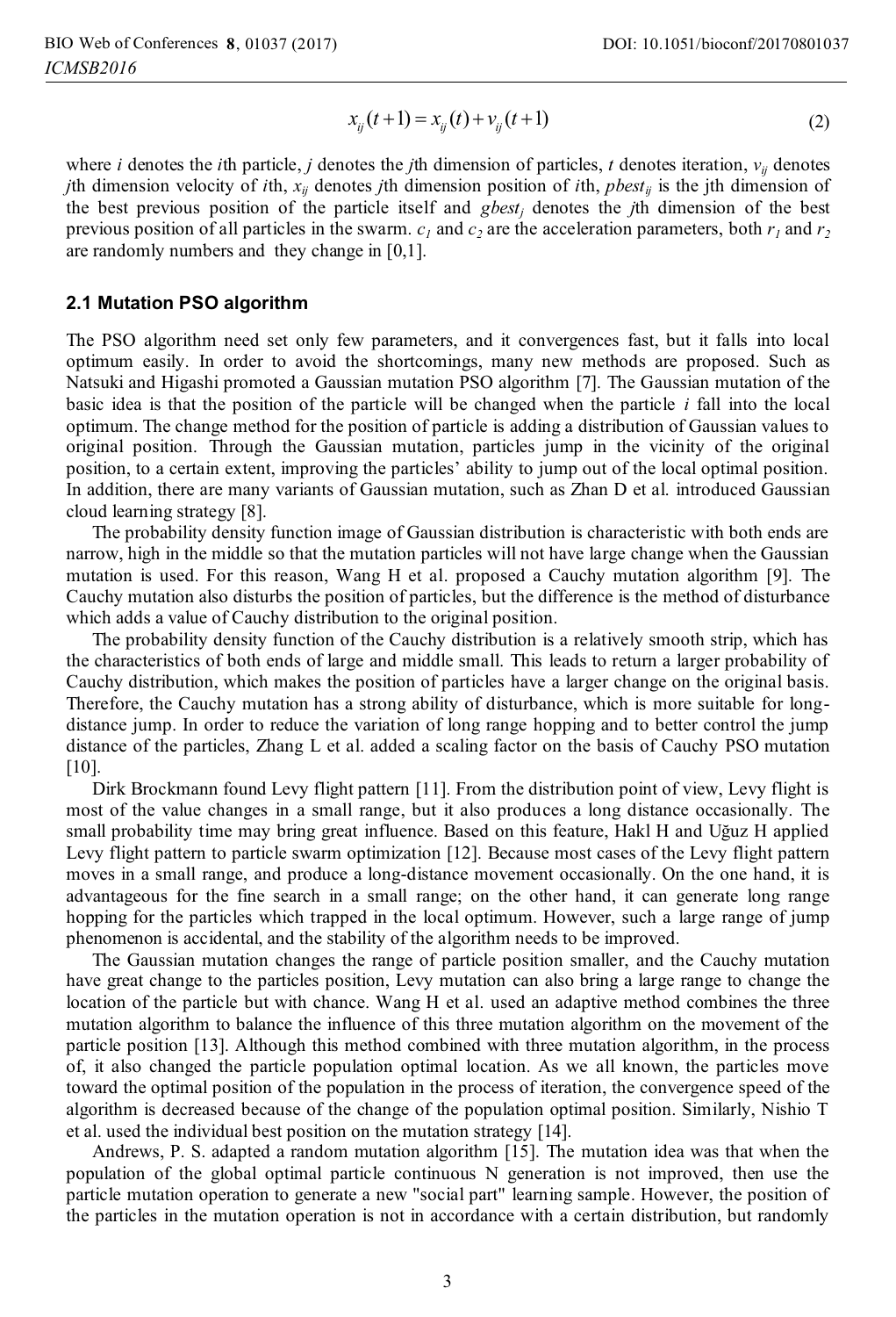$$x_{ij}(t+1) = x_{ij}(t) + v_{ij}(t+1) \tag{2}$$

where $i$ denotes the $i$th particle, $j$ denotes the $j$th dimension of particles, $t$ denotes iteration, $v_{ij}$ denotes $j$th dimension velocity of $i$th, $x_{ij}$ denotes $j$th dimension position of $i$th, $pbest_{ij}$ is the jth dimension of the best previous position of the particle itself and $gbest_j$ denotes the $j$th dimension of the best previous position of all particles in the swarm. $c_1$ and $c_2$ are the acceleration parameters, both $r_1$ and $r_2$ are randomly numbers and they change in [0,1].

### 2.1 Mutation PSO algorithm

The PSO algorithm need set only few parameters, and it convergences fast, but it falls into local optimum easily. In order to avoid the shortcomings, many new methods are proposed. Such as Natsuki and Higashi promoted a Gaussian mutation PSO algorithm [7]. The Gaussian mutation of the basic idea is that the position of the particle will be changed when the particle $i$ fall into the local optimum. The change method for the position of particle is adding a distribution of Gaussian values to original position. Through the Gaussian mutation, particles jump in the vicinity of the original position, to a certain extent, improving the particles' ability to jump out of the local optimal position. In addition, there are many variants of Gaussian mutation, such as Zhan D et al. introduced Gaussian cloud learning strategy [8].

The probability density function image of Gaussian distribution is characteristic with both ends are narrow, high in the middle so that the mutation particles will not have large change when the Gaussian mutation is used. For this reason, Wang H et al. proposed a Cauchy mutation algorithm [9]. The Cauchy mutation also disturbs the position of particles, but the difference is the method of disturbance which adds a value of Cauchy distribution to the original position.

The probability density function of the Cauchy distribution is a relatively smooth strip, which has the characteristics of both ends of large and middle small. This leads to return a larger probability of Cauchy distribution, which makes the position of particles have a larger change on the original basis. Therefore, the Cauchy mutation has a strong ability of disturbance, which is more suitable for long-distance jump. In order to reduce the variation of long range hopping and to better control the jump distance of the particles, Zhang L et al. added a scaling factor on the basis of Cauchy PSO mutation [10].

Dirk Brockmann found Levy flight pattern [11]. From the distribution point of view, Levy flight is most of the value changes in a small range, but it also produces a long distance occasionally. The small probability time may bring great influence. Based on this feature, Hakl H and Uğuz H applied Levy flight pattern to particle swarm optimization [12]. Because most cases of the Levy flight pattern moves in a small range, and produce a long-distance movement occasionally. On the one hand, it is advantageous for the fine search in a small range; on the other hand, it can generate long range hopping for the particles which trapped in the local optimum. However, such a large range of jump phenomenon is accidental, and the stability of the algorithm needs to be improved.

The Gaussian mutation changes the range of particle position smaller, and the Cauchy mutation have great change to the particles position, Levy mutation can also bring a large range to change the location of the particle but with chance. Wang H et al. used an adaptive method combines the three mutation algorithm to balance the influence of this three mutation algorithm on the movement of the particle position [13]. Although this method combined with three mutation algorithm, in the process of, it also changed the particle population optimal location. As we all known, the particles move toward the optimal position of the population in the process of iteration, the convergence speed of the algorithm is decreased because of the change of the population optimal position. Similarly, Nishio T et al. used the individual best position on the mutation strategy [14].

Andrews, P. S. adapted a random mutation algorithm [15]. The mutation idea was that when the population of the global optimal particle continuous N generation is not improved, then use the particle mutation operation to generate a new "social part" learning sample. However, the position of the particles in the mutation operation is not in accordance with a certain distribution, but randomly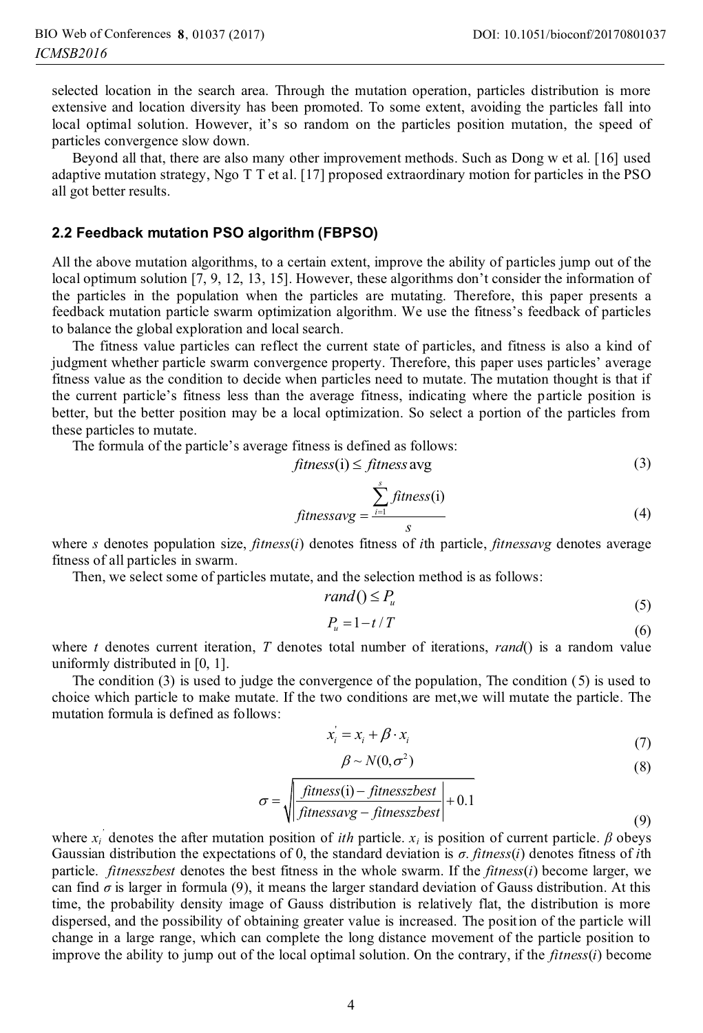selected location in the search area. Through the mutation operation, particles distribution is more extensive and location diversity has been promoted. To some extent, avoiding the particles fall into local optimal solution. However, it's so random on the particles position mutation, the speed of particles convergence slow down.

Beyond all that, there are also many other improvement methods. Such as Dong w et al. [16] used adaptive mutation strategy, Ngo T T et al. [17] proposed extraordinary motion for particles in the PSO all got better results.

### 2.2 Feedback mutation PSO algorithm (FBPSO)

All the above mutation algorithms, to a certain extent, improve the ability of particles jump out of the local optimum solution [7, 9, 12, 13, 15]. However, these algorithms don't consider the information of the particles in the population when the particles are mutating. Therefore, this paper presents a feedback mutation particle swarm optimization algorithm. We use the fitness's feedback of particles to balance the global exploration and local search.

The fitness value particles can reflect the current state of particles, and fitness is also a kind of judgment whether particle swarm convergence property. Therefore, this paper uses particles' average fitness value as the condition to decide when particles need to mutate. The mutation thought is that if the current particle's fitness less than the average fitness, indicating where the particle position is better, but the better position may be a local optimization. So select a portion of the particles from these particles to mutate.

The formula of the particle's average fitness is defined as follows:

$$fitness(\mathrm{i}) \leq fitness\,\mathrm{avg} \tag{3}$$

$$fitnessavg = \frac{\sum_{i=1}^{s} fitness(\mathrm{i})}{s} \tag{4}$$

where $s$ denotes population size, $fitness(i)$ denotes fitness of $i$th particle, $fitnessavg$ denotes average fitness of all particles in swarm.

Then, we select some of particles mutate, and the selection method is as follows:

$$rand() \leq P_u \tag{5}$$

$$P_u = 1 - t / T \tag{6}$$

where $t$ denotes current iteration, $T$ denotes total number of iterations, $rand()$ is a random value uniformly distributed in [0, 1].

The condition (3) is used to judge the convergence of the population, The condition (5) is used to choice which particle to make mutate. If the two conditions are met,we will mutate the particle. The mutation formula is defined as follows:

$$x_i^{'} = x_i + \beta \cdot x_i \tag{7}$$

$$\beta \sim N(0, \sigma^2) \tag{8}$$

$$\sigma = \sqrt{\left| \frac{fitness(\mathrm{i}) - fitnesszbest}{fitnessavg - fitnesszbest} \right| + 0.1} \tag{9}$$

where $x_i^{'}$ denotes the after mutation position of *ith* particle. $x_i$ is position of current particle. $\beta$ obeys Gaussian distribution the expectations of 0, the standard deviation is $\sigma$. $fitness(i)$ denotes fitness of $i$th particle. $fitnesszbest$ denotes the best fitness in the whole swarm. If the $fitness(i)$ become larger, we can find $\sigma$ is larger in formula (9), it means the larger standard deviation of Gauss distribution. At this time, the probability density image of Gauss distribution is relatively flat, the distribution is more dispersed, and the possibility of obtaining greater value is increased. The position of the particle will change in a large range, which can complete the long distance movement of the particle position to improve the ability to jump out of the local optimal solution. On the contrary, if the $fitness(i)$ become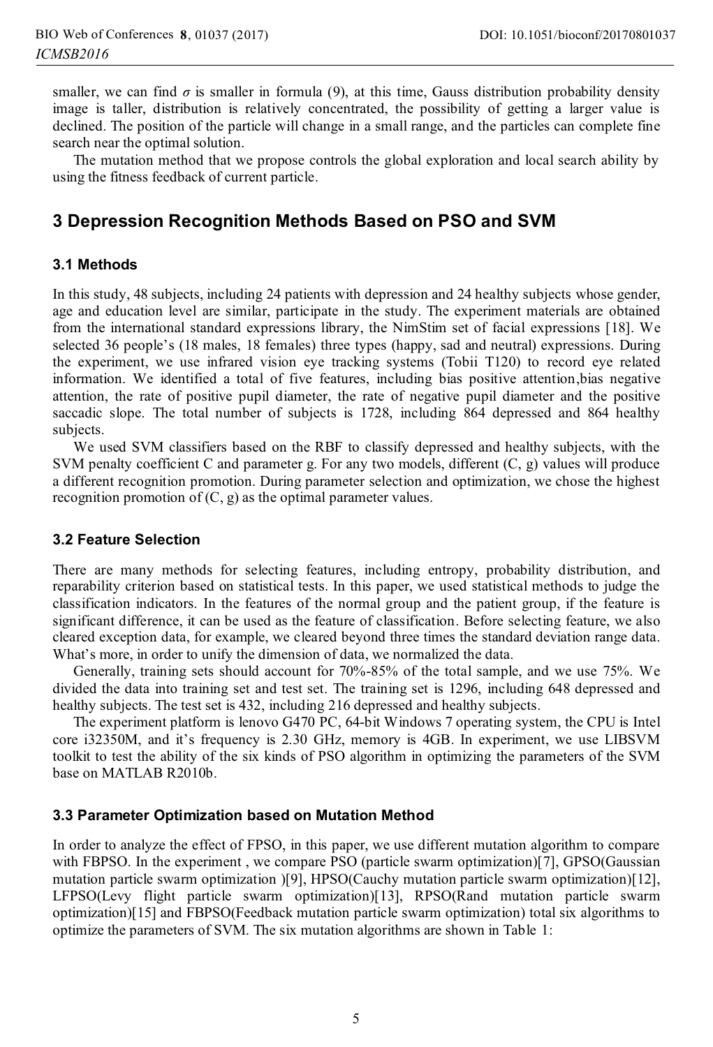smaller, we can find $\sigma$ is smaller in formula (9), at this time, Gauss distribution probability density image is taller, distribution is relatively concentrated, the possibility of getting a larger value is declined. The position of the particle will change in a small range, and the particles can complete fine search near the optimal solution.

The mutation method that we propose controls the global exploration and local search ability by using the fitness feedback of current particle.

## 3 Depression Recognition Methods Based on PSO and SVM

### 3.1 Methods

In this study, 48 subjects, including 24 patients with depression and 24 healthy subjects whose gender, age and education level are similar, participate in the study. The experiment materials are obtained from the international standard expressions library, the NimStim set of facial expressions [18]. We selected 36 people's (18 males, 18 females) three types (happy, sad and neutral) expressions. During the experiment, we use infrared vision eye tracking systems (Tobii T120) to record eye related information. We identified a total of five features, including bias positive attention,bias negative attention, the rate of positive pupil diameter, the rate of negative pupil diameter and the positive saccadic slope. The total number of subjects is 1728, including 864 depressed and 864 healthy subjects.

We used SVM classifiers based on the RBF to classify depressed and healthy subjects, with the SVM penalty coefficient C and parameter g. For any two models, different (C, g) values will produce a different recognition promotion. During parameter selection and optimization, we chose the highest recognition promotion of (C, g) as the optimal parameter values.

### 3.2 Feature Selection

There are many methods for selecting features, including entropy, probability distribution, and reparability criterion based on statistical tests. In this paper, we used statistical methods to judge the classification indicators. In the features of the normal group and the patient group, if the feature is significant difference, it can be used as the feature of classification. Before selecting feature, we also cleared exception data, for example, we cleared beyond three times the standard deviation range data. What's more, in order to unify the dimension of data, we normalized the data.

Generally, training sets should account for 70%-85% of the total sample, and we use 75%. We divided the data into training set and test set. The training set is 1296, including 648 depressed and healthy subjects. The test set is 432, including 216 depressed and healthy subjects.

The experiment platform is lenovo G470 PC, 64-bit Windows 7 operating system, the CPU is Intel core i32350M, and it's frequency is 2.30 GHz, memory is 4GB. In experiment, we use LIBSVM toolkit to test the ability of the six kinds of PSO algorithm in optimizing the parameters of the SVM base on MATLAB R2010b.

### 3.3 Parameter Optimization based on Mutation Method

In order to analyze the effect of FPSO, in this paper, we use different mutation algorithm to compare with FBPSO. In the experiment , we compare PSO (particle swarm optimization)[7], GPSO(Gaussian mutation particle swarm optimization )[9], HPSO(Cauchy mutation particle swarm optimization)[12], LFPSO(Levy flight particle swarm optimization)[13], RPSO(Rand mutation particle swarm optimization)[15] and FBPSO(Feedback mutation particle swarm optimization) total six algorithms to optimize the parameters of SVM. The six mutation algorithms are shown in Table 1: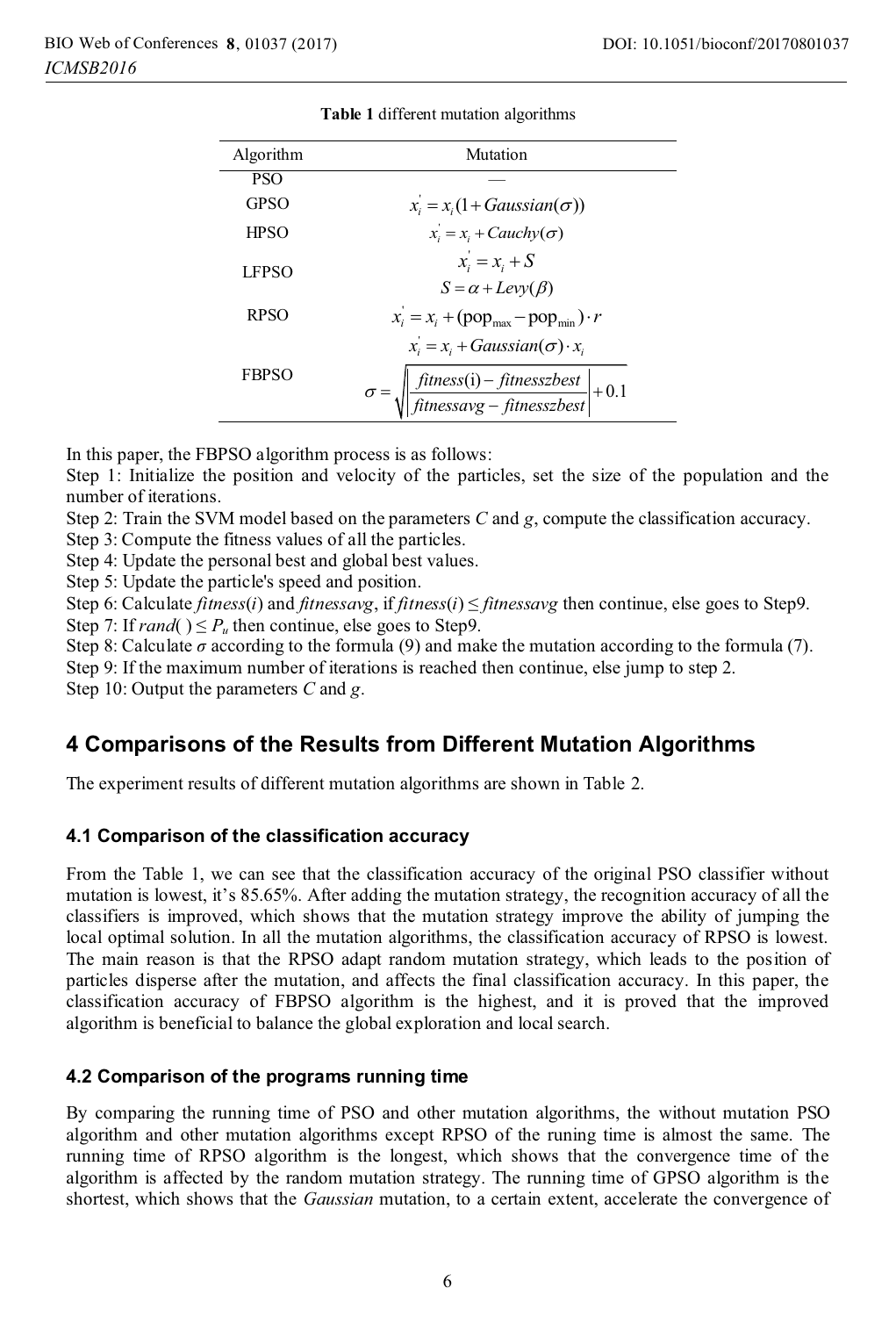**Table 1** different mutation algorithms

| Algorithm | Mutation |
|---|---|
| PSO | — |
| GPSO | $x_i^{'} = x_i(1 + Gaussian(\sigma))$ |
| HPSO | $x_i^{'} = x_i + Cauchy(\sigma)$ |
| LFPSO | $x_i^{'} = x_i + S$ <br> $S = \alpha + Levy(\beta)$ |
| RPSO | $x_i^{'} = x_i + (\text{pop}_{\max} - \text{pop}_{\min}) \cdot r$ |
| FBPSO | $x_i^{'} = x_i + Gaussian(\sigma) \cdot x_i$ <br> $\sigma = \sqrt{\left\lvert \frac{fitness(\text{i}) - fitnesszbest}{fitnessavg - fitnesszbest} \right\rvert + 0.1}$ |

In this paper, the FBPSO algorithm process is as follows:

Step 1: Initialize the position and velocity of the particles, set the size of the population and the number of iterations.
Step 2: Train the SVM model based on the parameters *C* and *g*, compute the classification accuracy.
Step 3: Compute the fitness values of all the particles.
Step 4: Update the personal best and global best values.
Step 5: Update the particle's speed and position.
Step 6: Calculate *fitness*(*i*) and *fitnessavg*, if *fitness*(*i*) ≤ *fitnessavg* then continue, else goes to Step9.
Step 7: If *rand*( ) ≤ $P_u$ then continue, else goes to Step9.
Step 8: Calculate *σ* according to the formula (9) and make the mutation according to the formula (7).
Step 9: If the maximum number of iterations is reached then continue, else jump to step 2.
Step 10: Output the parameters *C* and *g*.

## 4 Comparisons of the Results from Different Mutation Algorithms

The experiment results of different mutation algorithms are shown in Table 2.

### 4.1 Comparison of the classification accuracy

From the Table 1, we can see that the classification accuracy of the original PSO classifier without mutation is lowest, it's 85.65%. After adding the mutation strategy, the recognition accuracy of all the classifiers is improved, which shows that the mutation strategy improve the ability of jumping the local optimal solution. In all the mutation algorithms, the classification accuracy of RPSO is lowest. The main reason is that the RPSO adapt random mutation strategy, which leads to the position of particles disperse after the mutation, and affects the final classification accuracy. In this paper, the classification accuracy of FBPSO algorithm is the highest, and it is proved that the improved algorithm is beneficial to balance the global exploration and local search.

### 4.2 Comparison of the programs running time

By comparing the running time of PSO and other mutation algorithms, the without mutation PSO algorithm and other mutation algorithms except RPSO of the runing time is almost the same. The running time of RPSO algorithm is the longest, which shows that the convergence time of the algorithm is affected by the random mutation strategy. The running time of GPSO algorithm is the shortest, which shows that the *Gaussian* mutation, to a certain extent, accelerate the convergence of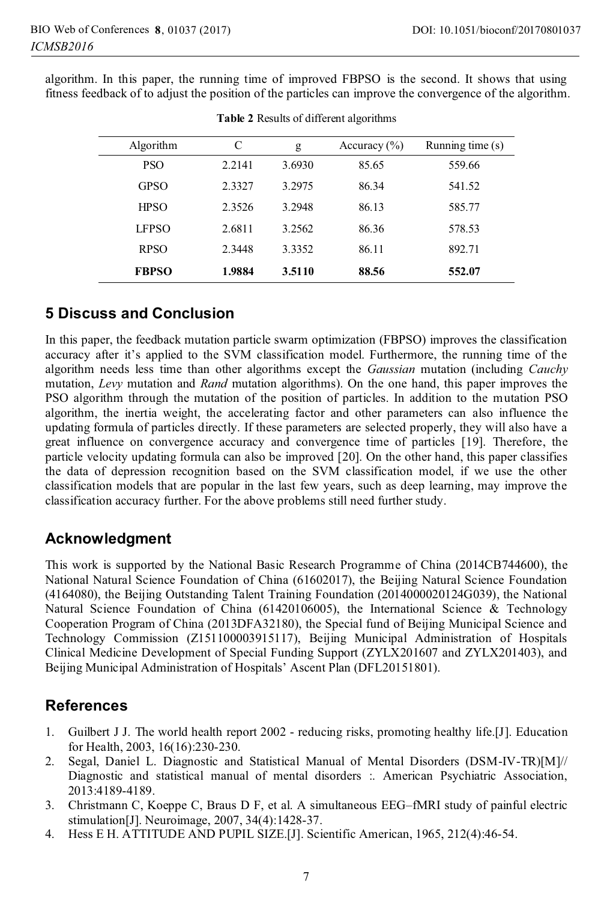algorithm. In this paper, the running time of improved FBPSO is the second. It shows that using fitness feedback of to adjust the position of the particles can improve the convergence of the algorithm.

**Table 2** Results of different algorithms

| Algorithm | C | g | Accuracy (%) | Running time (s) |
|---|---|---|---|---|
| PSO | 2.2141 | 3.6930 | 85.65 | 559.66 |
| GPSO | 2.3327 | 3.2975 | 86.34 | 541.52 |
| HPSO | 2.3526 | 3.2948 | 86.13 | 585.77 |
| LFPSO | 2.6811 | 3.2562 | 86.36 | 578.53 |
| RPSO | 2.3448 | 3.3352 | 86.11 | 892.71 |
| **FBPSO** | **1.9884** | **3.5110** | **88.56** | **552.07** |

## 5 Discuss and Conclusion

In this paper, the feedback mutation particle swarm optimization (FBPSO) improves the classification accuracy after it's applied to the SVM classification model. Furthermore, the running time of the algorithm needs less time than other algorithms except the *Gaussian* mutation (including *Cauchy* mutation, *Levy* mutation and *Rand* mutation algorithms). On the one hand, this paper improves the PSO algorithm through the mutation of the position of particles. In addition to the mutation PSO algorithm, the inertia weight, the accelerating factor and other parameters can also influence the updating formula of particles directly. If these parameters are selected properly, they will also have a great influence on convergence accuracy and convergence time of particles [19]. Therefore, the particle velocity updating formula can also be improved [20]. On the other hand, this paper classifies the data of depression recognition based on the SVM classification model, if we use the other classification models that are popular in the last few years, such as deep learning, may improve the classification accuracy further. For the above problems still need further study.

## Acknowledgment

This work is supported by the National Basic Research Programme of China (2014CB744600), the National Natural Science Foundation of China (61602017), the Beijing Natural Science Foundation (4164080), the Beijing Outstanding Talent Training Foundation (2014000020124G039), the National Natural Science Foundation of China (61420106005), the International Science & Technology Cooperation Program of China (2013DFA32180), the Special fund of Beijing Municipal Science and Technology Commission (Z151100003915117), Beijing Municipal Administration of Hospitals Clinical Medicine Development of Special Funding Support (ZYLX201607 and ZYLX201403), and Beijing Municipal Administration of Hospitals' Ascent Plan (DFL20151801).

## References

1. Guilbert J J. The world health report 2002 - reducing risks, promoting healthy life.[J]. Education for Health, 2003, 16(16):230-230.
2. Segal, Daniel L. Diagnostic and Statistical Manual of Mental Disorders (DSM-IV-TR)[M]// Diagnostic and statistical manual of mental disorders :. American Psychiatric Association, 2013:4189-4189.
3. Christmann C, Koeppe C, Braus D F, et al. A simultaneous EEG–fMRI study of painful electric stimulation[J]. Neuroimage, 2007, 34(4):1428-37.
4. Hess E H. ATTITUDE AND PUPIL SIZE.[J]. Scientific American, 1965, 212(4):46-54.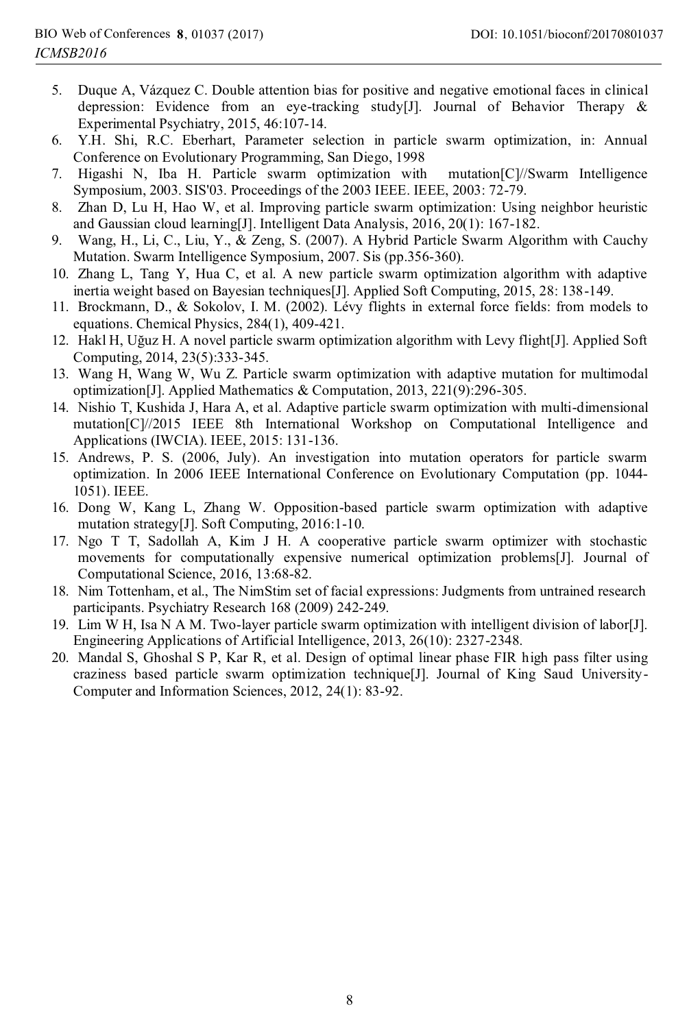5. Duque A, Vázquez C. Double attention bias for positive and negative emotional faces in clinical depression: Evidence from an eye-tracking study[J]. Journal of Behavior Therapy & Experimental Psychiatry, 2015, 46:107-14.
6. Y.H. Shi, R.C. Eberhart, Parameter selection in particle swarm optimization, in: Annual Conference on Evolutionary Programming, San Diego, 1998
7. Higashi N, Iba H. Particle swarm optimization with mutation[C]//Swarm Intelligence Symposium, 2003. SIS'03. Proceedings of the 2003 IEEE. IEEE, 2003: 72-79.
8. Zhan D, Lu H, Hao W, et al. Improving particle swarm optimization: Using neighbor heuristic and Gaussian cloud learning[J]. Intelligent Data Analysis, 2016, 20(1): 167-182.
9. Wang, H., Li, C., Liu, Y., & Zeng, S. (2007). A Hybrid Particle Swarm Algorithm with Cauchy Mutation. Swarm Intelligence Symposium, 2007. Sis (pp.356-360).
10. Zhang L, Tang Y, Hua C, et al. A new particle swarm optimization algorithm with adaptive inertia weight based on Bayesian techniques[J]. Applied Soft Computing, 2015, 28: 138-149.
11. Brockmann, D., & Sokolov, I. M. (2002). Lévy flights in external force fields: from models to equations. Chemical Physics, 284(1), 409-421.
12. Hakl H, Uğuz H. A novel particle swarm optimization algorithm with Levy flight[J]. Applied Soft Computing, 2014, 23(5):333-345.
13. Wang H, Wang W, Wu Z. Particle swarm optimization with adaptive mutation for multimodal optimization[J]. Applied Mathematics & Computation, 2013, 221(9):296-305.
14. Nishio T, Kushida J, Hara A, et al. Adaptive particle swarm optimization with multi-dimensional mutation[C]//2015 IEEE 8th International Workshop on Computational Intelligence and Applications (IWCIA). IEEE, 2015: 131-136.
15. Andrews, P. S. (2006, July). An investigation into mutation operators for particle swarm optimization. In 2006 IEEE International Conference on Evolutionary Computation (pp. 1044-1051). IEEE.
16. Dong W, Kang L, Zhang W. Opposition-based particle swarm optimization with adaptive mutation strategy[J]. Soft Computing, 2016:1-10.
17. Ngo T T, Sadollah A, Kim J H. A cooperative particle swarm optimizer with stochastic movements for computationally expensive numerical optimization problems[J]. Journal of Computational Science, 2016, 13:68-82.
18. Nim Tottenham, et al., The NimStim set of facial expressions: Judgments from untrained research participants. Psychiatry Research 168 (2009) 242-249.
19. Lim W H, Isa N A M. Two-layer particle swarm optimization with intelligent division of labor[J]. Engineering Applications of Artificial Intelligence, 2013, 26(10): 2327-2348.
20. Mandal S, Ghoshal S P, Kar R, et al. Design of optimal linear phase FIR high pass filter using craziness based particle swarm optimization technique[J]. Journal of King Saud University-Computer and Information Sciences, 2012, 24(1): 83-92.